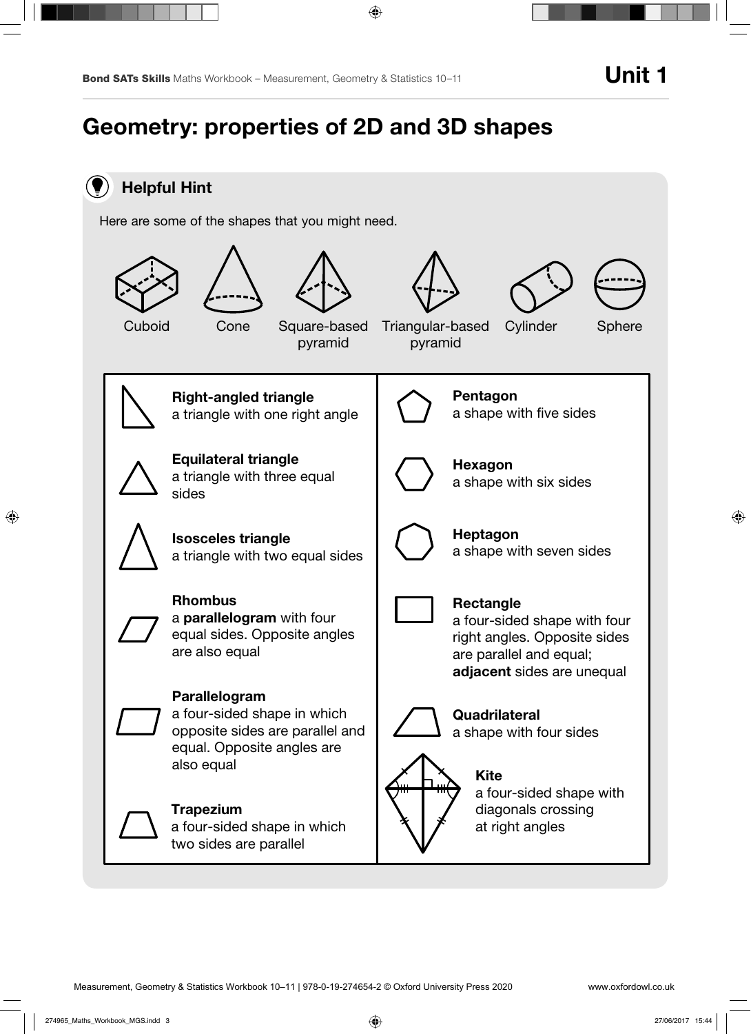# Unit 1

## Geometry: properties of 2D and 3D shapes

### Helpful Hint

Here are some of the shapes that you might need.

Cuboid    Cone    Square-based pyramid    Triangular-based pyramid    Cylinder    Sphere

**Right-angled triangle**
a triangle with one right angle

**Equilateral triangle**
a triangle with three equal sides

**Isosceles triangle**
a triangle with two equal sides

**Rhombus**
a **parallelogram** with four equal sides. Opposite angles are also equal

**Parallelogram**
a four-sided shape in which opposite sides are parallel and equal. Opposite angles are also equal

**Trapezium**
a four-sided shape in which two sides are parallel

**Pentagon**
a shape with five sides

**Hexagon**
a shape with six sides

**Heptagon**
a shape with seven sides

**Rectangle**
a four-sided shape with four right angles. Opposite sides are parallel and equal; **adjacent** sides are unequal

**Quadrilateral**
a shape with four sides

**Kite**
a four-sided shape with diagonals crossing at right angles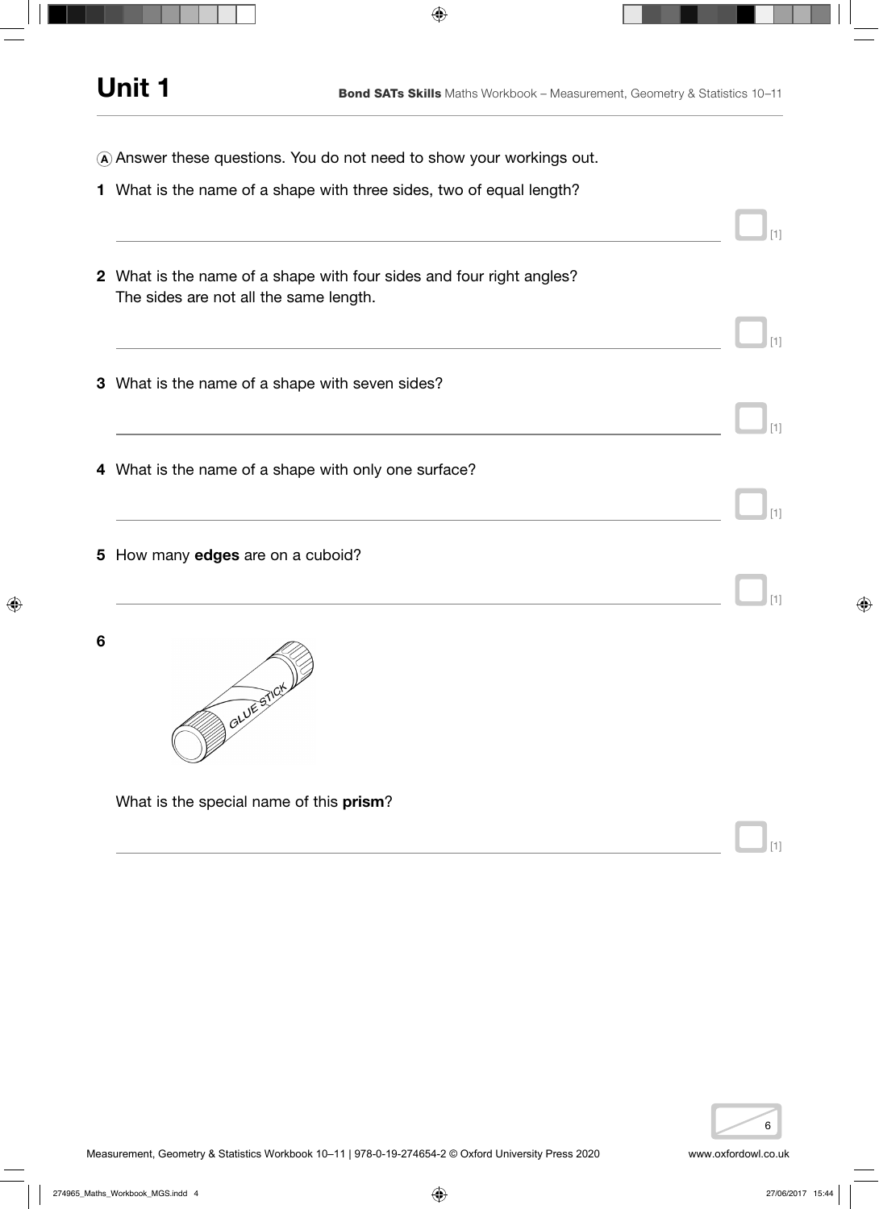# Unit 1

Ⓐ Answer these questions. You do not need to show your workings out.

**1** What is the name of a shape with three sides, two of equal length?

[1]

**2** What is the name of a shape with four sides and four right angles? The sides are not all the same length.

[1]

**3** What is the name of a shape with seven sides?

[1]

**4** What is the name of a shape with only one surface?

[1]

**5** How many **edges** are on a cuboid?

[1]

**6**

What is the special name of this **prism**?

[1]

6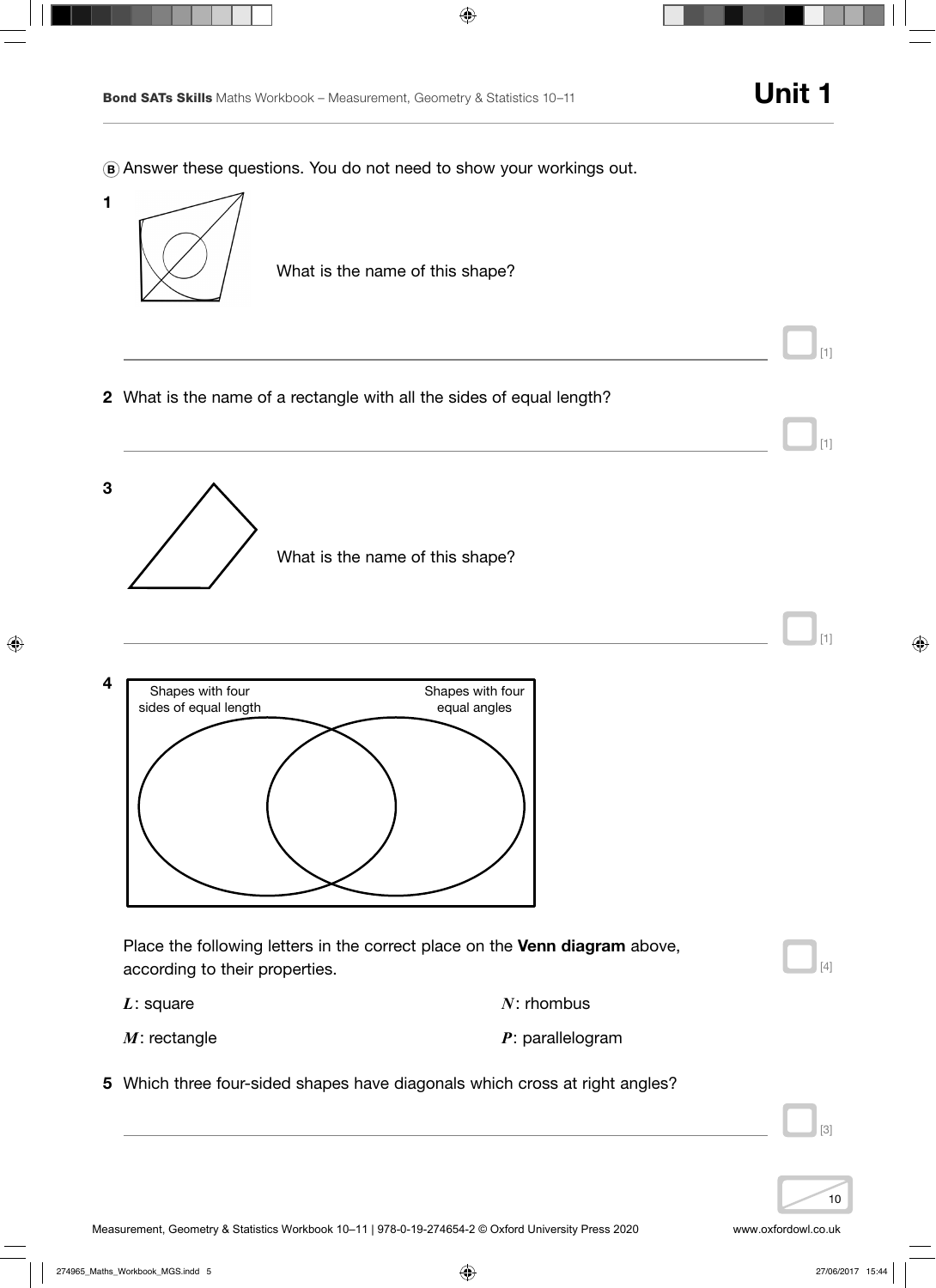Ⓑ Answer these questions. You do not need to show your workings out.

**1** What is the name of this shape?

______________________________ [1]

**2** What is the name of a rectangle with all the sides of equal length?

______________________________ [1]

**3** What is the name of this shape?

______________________________ [1]

**4**

Shapes with four sides of equal length | Shapes with four equal angles

Place the following letters in the correct place on the **Venn diagram** above, according to their properties. [4]

$L$: square

$N$: rhombus

$M$: rectangle

$P$: parallelogram

**5** Which three four-sided shapes have diagonals which cross at right angles?

______________________________ [3]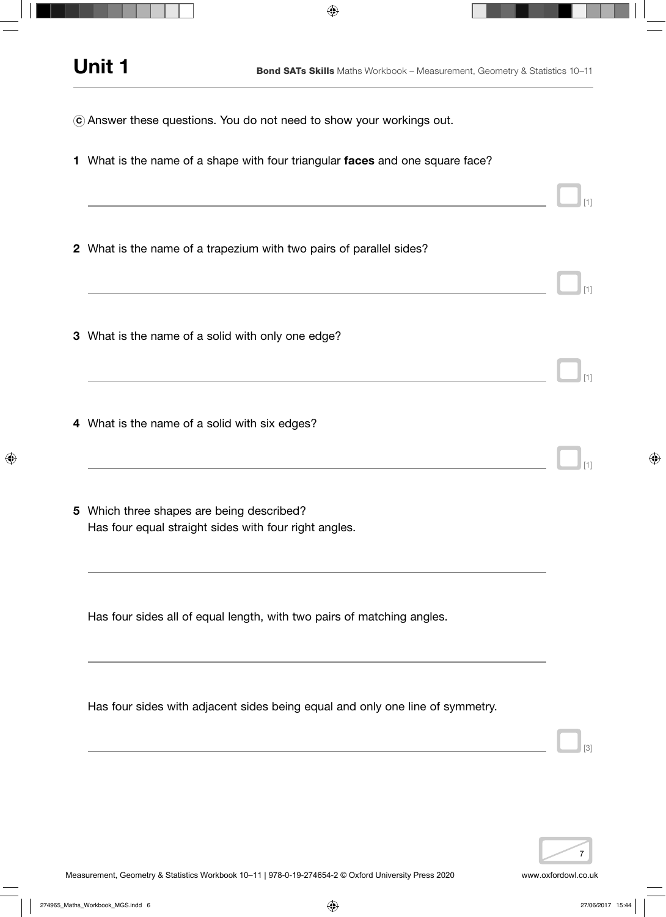## Unit 1

ⓒ Answer these questions. You do not need to show your workings out.

**1** What is the name of a shape with four triangular **faces** and one square face?

______________________________ [1]

**2** What is the name of a trapezium with two pairs of parallel sides?

______________________________ [1]

**3** What is the name of a solid with only one edge?

______________________________ [1]

**4** What is the name of a solid with six edges?

______________________________ [1]

**5** Which three shapes are being described?

Has four equal straight sides with four right angles.

______________________________

Has four sides all of equal length, with two pairs of matching angles.

______________________________

Has four sides with adjacent sides being equal and only one line of symmetry.

______________________________ [3]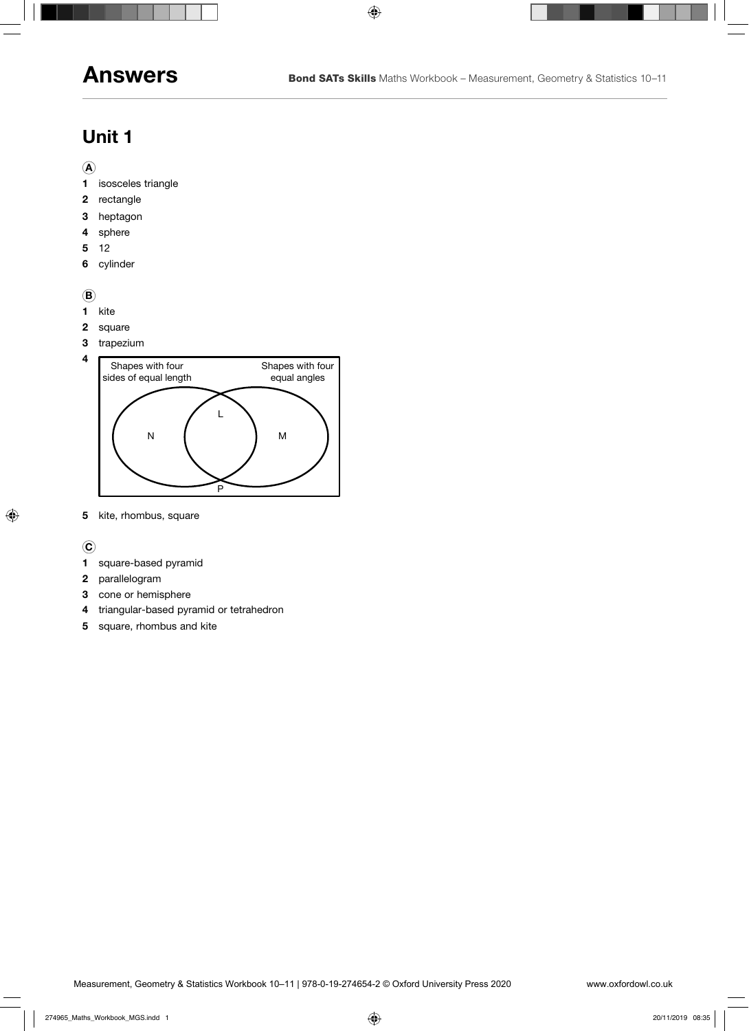# Answers

**Bond SATs Skills** Maths Workbook – Measurement, Geometry & Statistics 10–11

## Unit 1

**A**

1. isosceles triangle
2. rectangle
3. heptagon
4. sphere
5. 12
6. cylinder

**B**

1. kite
2. square
3. trapezium
4. 

Shapes with four sides of equal length

Shapes with four equal angles

L

N

M

P

5. kite, rhombus, square

**C**

1. square-based pyramid
2. parallelogram
3. cone or hemisphere
4. triangular-based pyramid or tetrahedron
5. square, rhombus and kite

Measurement, Geometry & Statistics Workbook 10–11 | 978-0-19-274654-2 © Oxford University Press 2020 www.oxfordowl.co.uk